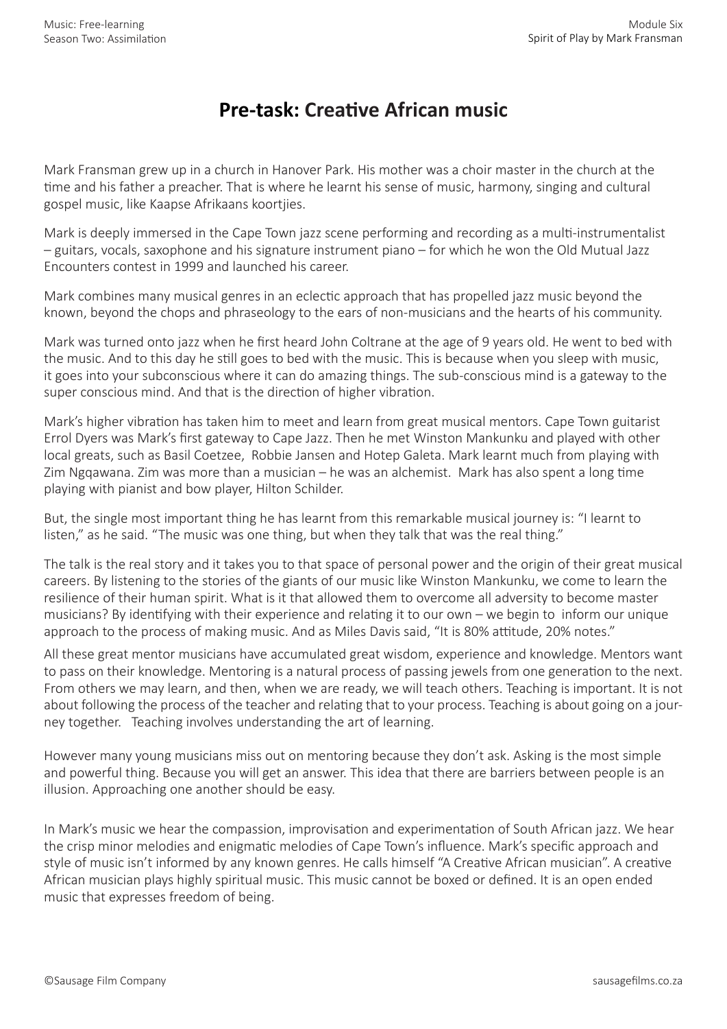# Pre-task: Creative African music

Mark Fransman grew up in a church in Hanover Park. His mother was a choir master in the church at the time and his father a preacher. That is where he learnt his sense of music, harmony, singing and cultural gospel music, like Kaapse Afrikaans koortjies.

Mark is deeply immersed in the Cape Town jazz scene performing and recording as a multi-instrumentalist – guitars, vocals, saxophone and his signature instrument piano – for which he won the Old Mutual Jazz Encounters contest in 1999 and launched his career.

Mark combines many musical genres in an eclectic approach that has propelled jazz music beyond the known, beyond the chops and phraseology to the ears of non-musicians and the hearts of his community.

Mark was turned onto jazz when he first heard John Coltrane at the age of 9 years old. He went to bed with the music. And to this day he still goes to bed with the music. This is because when you sleep with music, it goes into your subconscious where it can do amazing things. The sub-conscious mind is a gateway to the super conscious mind. And that is the direction of higher vibration.

Mark's higher vibration has taken him to meet and learn from great musical mentors. Cape Town guitarist Errol Dyers was Mark's first gateway to Cape Jazz. Then he met Winston Mankunku and played with other local greats, such as Basil Coetzee, Robbie Jansen and Hotep Galeta. Mark learnt much from playing with Zim Ngqawana. Zim was more than a musician – he was an alchemist. Mark has also spent a long time playing with pianist and bow player, Hilton Schilder.

But, the single most important thing he has learnt from this remarkable musical journey is: "I learnt to listen," as he said. "The music was one thing, but when they talk that was the real thing."

The talk is the real story and it takes you to that space of personal power and the origin of their great musical careers. By listening to the stories of the giants of our music like Winston Mankunku, we come to learn the resilience of their human spirit. What is it that allowed them to overcome all adversity to become master musicians? By identifying with their experience and relating it to our own – we begin to inform our unique approach to the process of making music. And as Miles Davis said, "It is 80% attitude, 20% notes."

All these great mentor musicians have accumulated great wisdom, experience and knowledge. Mentors want to pass on their knowledge. Mentoring is a natural process of passing jewels from one generation to the next. From others we may learn, and then, when we are ready, we will teach others. Teaching is important. It is not about following the process of the teacher and relating that to your process. Teaching is about going on a journey together. Teaching involves understanding the art of learning.

However many young musicians miss out on mentoring because they don't ask. Asking is the most simple and powerful thing. Because you will get an answer. This idea that there are barriers between people is an illusion. Approaching one another should be easy.

In Mark's music we hear the compassion, improvisation and experimentation of South African jazz. We hear the crisp minor melodies and enigmatic melodies of Cape Town's influence. Mark's specific approach and style of music isn't informed by any known genres. He calls himself "A Creative African musician". A creative African musician plays highly spiritual music. This music cannot be boxed or defined. It is an open ended music that expresses freedom of being.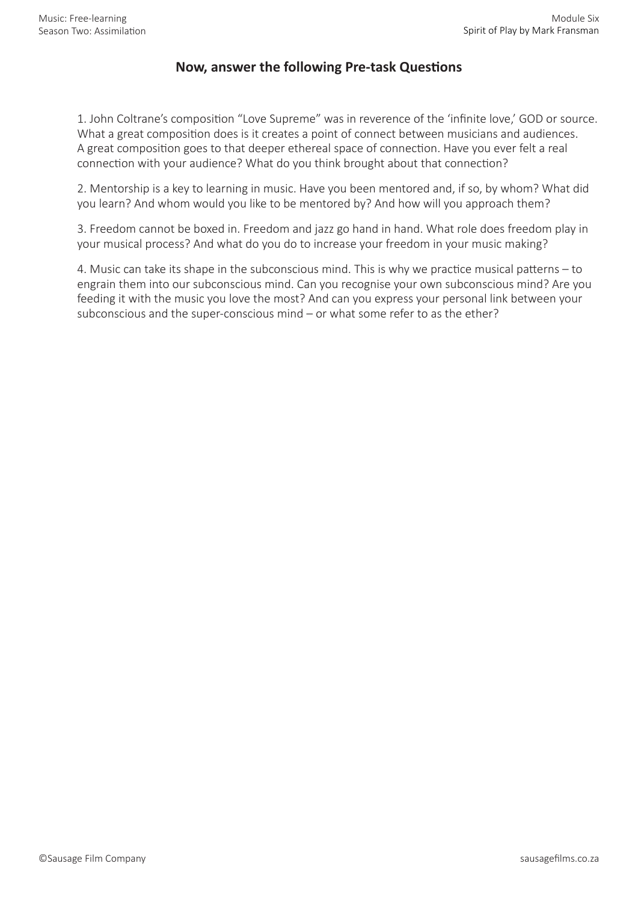## Now, answer the following Pre-task Questions

1. John Coltrane's composition "Love Supreme" was in reverence of the 'infinite love,' GOD or source. What a great composition does is it creates a point of connect between musicians and audiences. A great composition goes to that deeper ethereal space of connection. Have you ever felt a real connection with your audience? What do you think brought about that connection?

2. Mentorship is a key to learning in music. Have you been mentored and, if so, by whom? What did you learn? And whom would you like to be mentored by? And how will you approach them?

3. Freedom cannot be boxed in. Freedom and jazz go hand in hand. What role does freedom play in your musical process? And what do you do to increase your freedom in your music making?

4. Music can take its shape in the subconscious mind. This is why we practice musical patterns – to engrain them into our subconscious mind. Can you recognise your own subconscious mind? Are you feeding it with the music you love the most? And can you express your personal link between your subconscious and the super-conscious mind – or what some refer to as the ether?